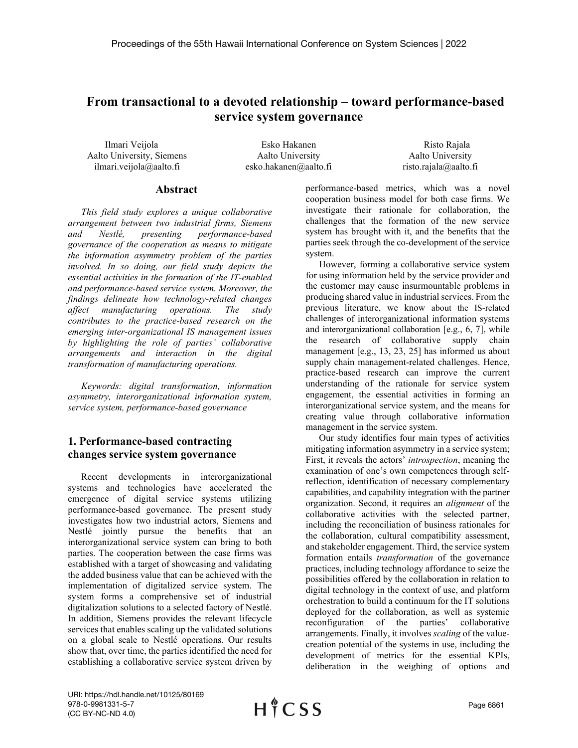# From transactional to a devoted relationship – toward performance-based service system governance

Ilmari Veijola
Aalto University, Siemens
ilmari.veijola@aalto.fi

Esko Hakanen
Aalto University
esko.hakanen@aalto.fi

Risto Rajala
Aalto University
risto.rajala@aalto.fi

## Abstract

*This field study explores a unique collaborative arrangement between two industrial firms, Siemens and Nestlé, presenting performance-based governance of the cooperation as means to mitigate the information asymmetry problem of the parties involved. In so doing, our field study depicts the essential activities in the formation of the IT-enabled and performance-based service system. Moreover, the findings delineate how technology-related changes affect manufacturing operations. The study contributes to the practice-based research on the emerging inter-organizational IS management issues by highlighting the role of parties' collaborative arrangements and interaction in the digital transformation of manufacturing operations.*

*Keywords: digital transformation, information asymmetry, interorganizational information system, service system, performance-based governance*

## 1. Performance-based contracting changes service system governance

Recent developments in interorganizational systems and technologies have accelerated the emergence of digital service systems utilizing performance-based governance. The present study investigates how two industrial actors, Siemens and Nestlé jointly pursue the benefits that an interorganizational service system can bring to both parties. The cooperation between the case firms was established with a target of showcasing and validating the added business value that can be achieved with the implementation of digitalized service system. The system forms a comprehensive set of industrial digitalization solutions to a selected factory of Nestlé. In addition, Siemens provides the relevant lifecycle services that enables scaling up the validated solutions on a global scale to Nestlé operations. Our results show that, over time, the parties identified the need for establishing a collaborative service system driven by performance-based metrics, which was a novel cooperation business model for both case firms. We investigate their rationale for collaboration, the challenges that the formation of the new service system has brought with it, and the benefits that the parties seek through the co-development of the service system.

However, forming a collaborative service system for using information held by the service provider and the customer may cause insurmountable problems in producing shared value in industrial services. From the previous literature, we know about the IS-related challenges of interorganizational information systems and interorganizational collaboration [e.g., 6, 7], while the research of collaborative supply chain management [e.g., 13, 23, 25] has informed us about supply chain management-related challenges. Hence, practice-based research can improve the current understanding of the rationale for service system engagement, the essential activities in forming an interorganizational service system, and the means for creating value through collaborative information management in the service system.

Our study identifies four main types of activities mitigating information asymmetry in a service system; First, it reveals the actors' *introspection*, meaning the examination of one's own competences through self-reflection, identification of necessary complementary capabilities, and capability integration with the partner organization. Second, it requires an *alignment* of the collaborative activities with the selected partner, including the reconciliation of business rationales for the collaboration, cultural compatibility assessment, and stakeholder engagement. Third, the service system formation entails *transformation* of the governance practices, including technology affordance to seize the possibilities offered by the collaboration in relation to digital technology in the context of use, and platform orchestration to build a continuum for the IT solutions deployed for the collaboration, as well as systemic reconfiguration of the parties' collaborative arrangements. Finally, it involves *scaling* of the value-creation potential of the systems in use, including the development of metrics for the essential KPIs, deliberation in the weighing of options and

URI: https://hdl.handle.net/10125/80169
978-0-9981331-5-7
(CC BY-NC-ND 4.0)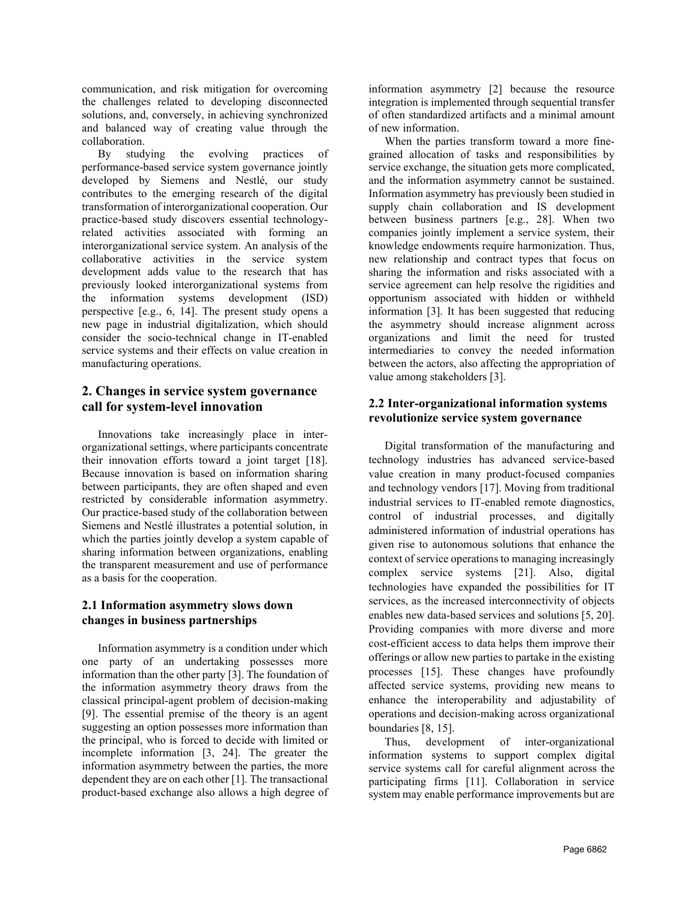communication, and risk mitigation for overcoming the challenges related to developing disconnected solutions, and, conversely, in achieving synchronized and balanced way of creating value through the collaboration.

By studying the evolving practices of performance-based service system governance jointly developed by Siemens and Nestlé, our study contributes to the emerging research of the digital transformation of interorganizational cooperation. Our practice-based study discovers essential technology-related activities associated with forming an interorganizational service system. An analysis of the collaborative activities in the service system development adds value to the research that has previously looked interorganizational systems from the information systems development (ISD) perspective [e.g., 6, 14]. The present study opens a new page in industrial digitalization, which should consider the socio-technical change in IT-enabled service systems and their effects on value creation in manufacturing operations.

## 2. Changes in service system governance call for system-level innovation

Innovations take increasingly place in inter-organizational settings, where participants concentrate their innovation efforts toward a joint target [18]. Because innovation is based on information sharing between participants, they are often shaped and even restricted by considerable information asymmetry. Our practice-based study of the collaboration between Siemens and Nestlé illustrates a potential solution, in which the parties jointly develop a system capable of sharing information between organizations, enabling the transparent measurement and use of performance as a basis for the cooperation.

### 2.1 Information asymmetry slows down changes in business partnerships

Information asymmetry is a condition under which one party of an undertaking possesses more information than the other party [3]. The foundation of the information asymmetry theory draws from the classical principal-agent problem of decision-making [9]. The essential premise of the theory is an agent suggesting an option possesses more information than the principal, who is forced to decide with limited or incomplete information [3, 24]. The greater the information asymmetry between the parties, the more dependent they are on each other [1]. The transactional product-based exchange also allows a high degree of information asymmetry [2] because the resource integration is implemented through sequential transfer of often standardized artifacts and a minimal amount of new information.

When the parties transform toward a more fine-grained allocation of tasks and responsibilities by service exchange, the situation gets more complicated, and the information asymmetry cannot be sustained. Information asymmetry has previously been studied in supply chain collaboration and IS development between business partners [e.g., 28]. When two companies jointly implement a service system, their knowledge endowments require harmonization. Thus, new relationship and contract types that focus on sharing the information and risks associated with a service agreement can help resolve the rigidities and opportunism associated with hidden or withheld information [3]. It has been suggested that reducing the asymmetry should increase alignment across organizations and limit the need for trusted intermediaries to convey the needed information between the actors, also affecting the appropriation of value among stakeholders [3].

### 2.2 Inter-organizational information systems revolutionize service system governance

Digital transformation of the manufacturing and technology industries has advanced service-based value creation in many product-focused companies and technology vendors [17]. Moving from traditional industrial services to IT-enabled remote diagnostics, control of industrial processes, and digitally administered information of industrial operations has given rise to autonomous solutions that enhance the context of service operations to managing increasingly complex service systems [21]. Also, digital technologies have expanded the possibilities for IT services, as the increased interconnectivity of objects enables new data-based services and solutions [5, 20]. Providing companies with more diverse and more cost-efficient access to data helps them improve their offerings or allow new parties to partake in the existing processes [15]. These changes have profoundly affected service systems, providing new means to enhance the interoperability and adjustability of operations and decision-making across organizational boundaries [8, 15].

Thus, development of inter-organizational information systems to support complex digital service systems call for careful alignment across the participating firms [11]. Collaboration in service system may enable performance improvements but are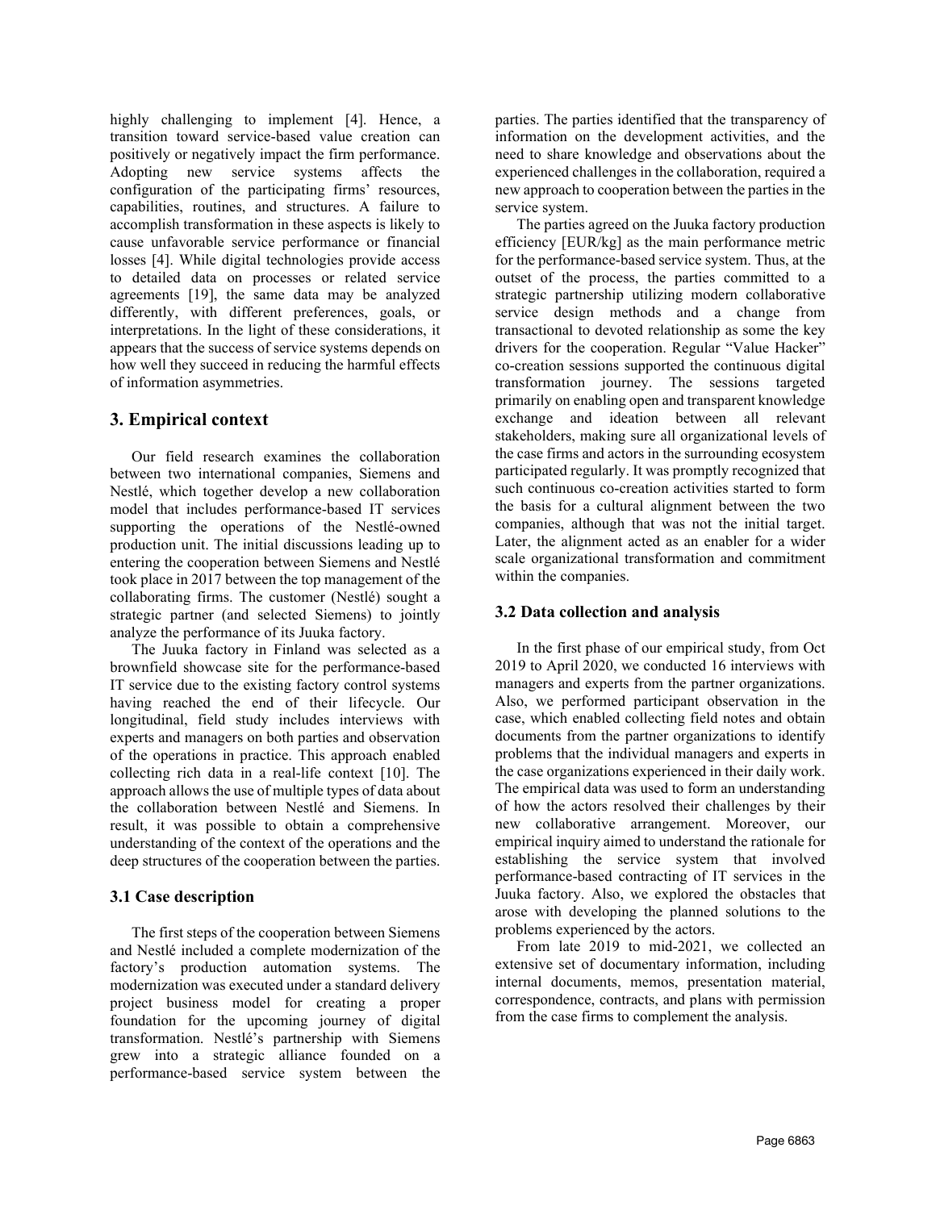highly challenging to implement [4]. Hence, a transition toward service-based value creation can positively or negatively impact the firm performance. Adopting new service systems affects the configuration of the participating firms' resources, capabilities, routines, and structures. A failure to accomplish transformation in these aspects is likely to cause unfavorable service performance or financial losses [4]. While digital technologies provide access to detailed data on processes or related service agreements [19], the same data may be analyzed differently, with different preferences, goals, or interpretations. In the light of these considerations, it appears that the success of service systems depends on how well they succeed in reducing the harmful effects of information asymmetries.

## 3. Empirical context

Our field research examines the collaboration between two international companies, Siemens and Nestlé, which together develop a new collaboration model that includes performance-based IT services supporting the operations of the Nestlé-owned production unit. The initial discussions leading up to entering the cooperation between Siemens and Nestlé took place in 2017 between the top management of the collaborating firms. The customer (Nestlé) sought a strategic partner (and selected Siemens) to jointly analyze the performance of its Juuka factory.

The Juuka factory in Finland was selected as a brownfield showcase site for the performance-based IT service due to the existing factory control systems having reached the end of their lifecycle. Our longitudinal, field study includes interviews with experts and managers on both parties and observation of the operations in practice. This approach enabled collecting rich data in a real-life context [10]. The approach allows the use of multiple types of data about the collaboration between Nestlé and Siemens. In result, it was possible to obtain a comprehensive understanding of the context of the operations and the deep structures of the cooperation between the parties.

### 3.1 Case description

The first steps of the cooperation between Siemens and Nestlé included a complete modernization of the factory's production automation systems. The modernization was executed under a standard delivery project business model for creating a proper foundation for the upcoming journey of digital transformation. Nestlé's partnership with Siemens grew into a strategic alliance founded on a performance-based service system between the parties. The parties identified that the transparency of information on the development activities, and the need to share knowledge and observations about the experienced challenges in the collaboration, required a new approach to cooperation between the parties in the service system.

The parties agreed on the Juuka factory production efficiency [EUR/kg] as the main performance metric for the performance-based service system. Thus, at the outset of the process, the parties committed to a strategic partnership utilizing modern collaborative service design methods and a change from transactional to devoted relationship as some the key drivers for the cooperation. Regular "Value Hacker" co-creation sessions supported the continuous digital transformation journey. The sessions targeted primarily on enabling open and transparent knowledge exchange and ideation between all relevant stakeholders, making sure all organizational levels of the case firms and actors in the surrounding ecosystem participated regularly. It was promptly recognized that such continuous co-creation activities started to form the basis for a cultural alignment between the two companies, although that was not the initial target. Later, the alignment acted as an enabler for a wider scale organizational transformation and commitment within the companies.

### 3.2 Data collection and analysis

In the first phase of our empirical study, from Oct 2019 to April 2020, we conducted 16 interviews with managers and experts from the partner organizations. Also, we performed participant observation in the case, which enabled collecting field notes and obtain documents from the partner organizations to identify problems that the individual managers and experts in the case organizations experienced in their daily work. The empirical data was used to form an understanding of how the actors resolved their challenges by their new collaborative arrangement. Moreover, our empirical inquiry aimed to understand the rationale for establishing the service system that involved performance-based contracting of IT services in the Juuka factory. Also, we explored the obstacles that arose with developing the planned solutions to the problems experienced by the actors.

From late 2019 to mid-2021, we collected an extensive set of documentary information, including internal documents, memos, presentation material, correspondence, contracts, and plans with permission from the case firms to complement the analysis.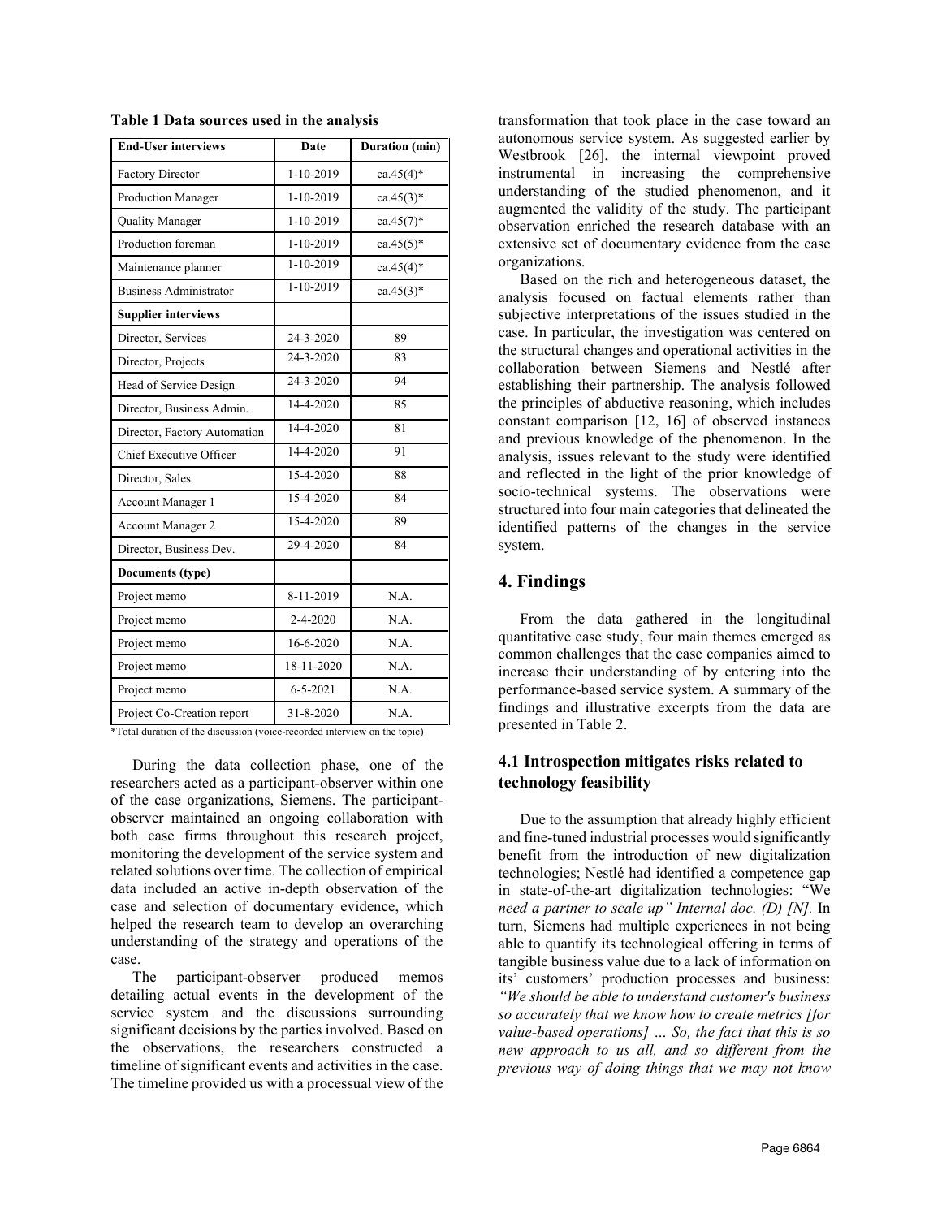**Table 1 Data sources used in the analysis**

| End-User interviews | Date | Duration (min) |
|---|---|---|
| Factory Director | 1-10-2019 | ca.45(4)* |
| Production Manager | 1-10-2019 | ca.45(3)* |
| Quality Manager | 1-10-2019 | ca.45(7)* |
| Production foreman | 1-10-2019 | ca.45(5)* |
| Maintenance planner | 1-10-2019 | ca.45(4)* |
| Business Administrator | 1-10-2019 | ca.45(3)* |
| **Supplier interviews** | | |
| Director, Services | 24-3-2020 | 89 |
| Director, Projects | 24-3-2020 | 83 |
| Head of Service Design | 24-3-2020 | 94 |
| Director, Business Admin. | 14-4-2020 | 85 |
| Director, Factory Automation | 14-4-2020 | 81 |
| Chief Executive Officer | 14-4-2020 | 91 |
| Director, Sales | 15-4-2020 | 88 |
| Account Manager 1 | 15-4-2020 | 84 |
| Account Manager 2 | 15-4-2020 | 89 |
| Director, Business Dev. | 29-4-2020 | 84 |
| **Documents (type)** | | |
| Project memo | 8-11-2019 | N.A. |
| Project memo | 2-4-2020 | N.A. |
| Project memo | 16-6-2020 | N.A. |
| Project memo | 18-11-2020 | N.A. |
| Project memo | 6-5-2021 | N.A. |
| Project Co-Creation report | 31-8-2020 | N.A. |

*Total duration of the discussion (voice-recorded interview on the topic)

During the data collection phase, one of the researchers acted as a participant-observer within one of the case organizations, Siemens. The participant-observer maintained an ongoing collaboration with both case firms throughout this research project, monitoring the development of the service system and related solutions over time. The collection of empirical data included an active in-depth observation of the case and selection of documentary evidence, which helped the research team to develop an overarching understanding of the strategy and operations of the case.

The participant-observer produced memos detailing actual events in the development of the service system and the discussions surrounding significant decisions by the parties involved. Based on the observations, the researchers constructed a timeline of significant events and activities in the case. The timeline provided us with a processual view of the transformation that took place in the case toward an autonomous service system. As suggested earlier by Westbrook [26], the internal viewpoint proved instrumental in increasing the comprehensive understanding of the studied phenomenon, and it augmented the validity of the study. The participant observation enriched the research database with an extensive set of documentary evidence from the case organizations.

Based on the rich and heterogeneous dataset, the analysis focused on factual elements rather than subjective interpretations of the issues studied in the case. In particular, the investigation was centered on the structural changes and operational activities in the collaboration between Siemens and Nestlé after establishing their partnership. The analysis followed the principles of abductive reasoning, which includes constant comparison [12, 16] of observed instances and previous knowledge of the phenomenon. In the analysis, issues relevant to the study were identified and reflected in the light of the prior knowledge of socio-technical systems. The observations were structured into four main categories that delineated the identified patterns of the changes in the service system.

## 4. Findings

From the data gathered in the longitudinal quantitative case study, four main themes emerged as common challenges that the case companies aimed to increase their understanding of by entering into the performance-based service system. A summary of the findings and illustrative excerpts from the data are presented in Table 2.

### 4.1 Introspection mitigates risks related to technology feasibility

Due to the assumption that already highly efficient and fine-tuned industrial processes would significantly benefit from the introduction of new digitalization technologies; Nestlé had identified a competence gap in state-of-the-art digitalization technologies: "We *need a partner to scale up" Internal doc. (D) [N].* In turn, Siemens had multiple experiences in not being able to quantify its technological offering in terms of tangible business value due to a lack of information on its' customers' production processes and business: *"We should be able to understand customer's business so accurately that we know how to create metrics [for value-based operations] … So, the fact that this is so new approach to us all, and so different from the previous way of doing things that we may not know*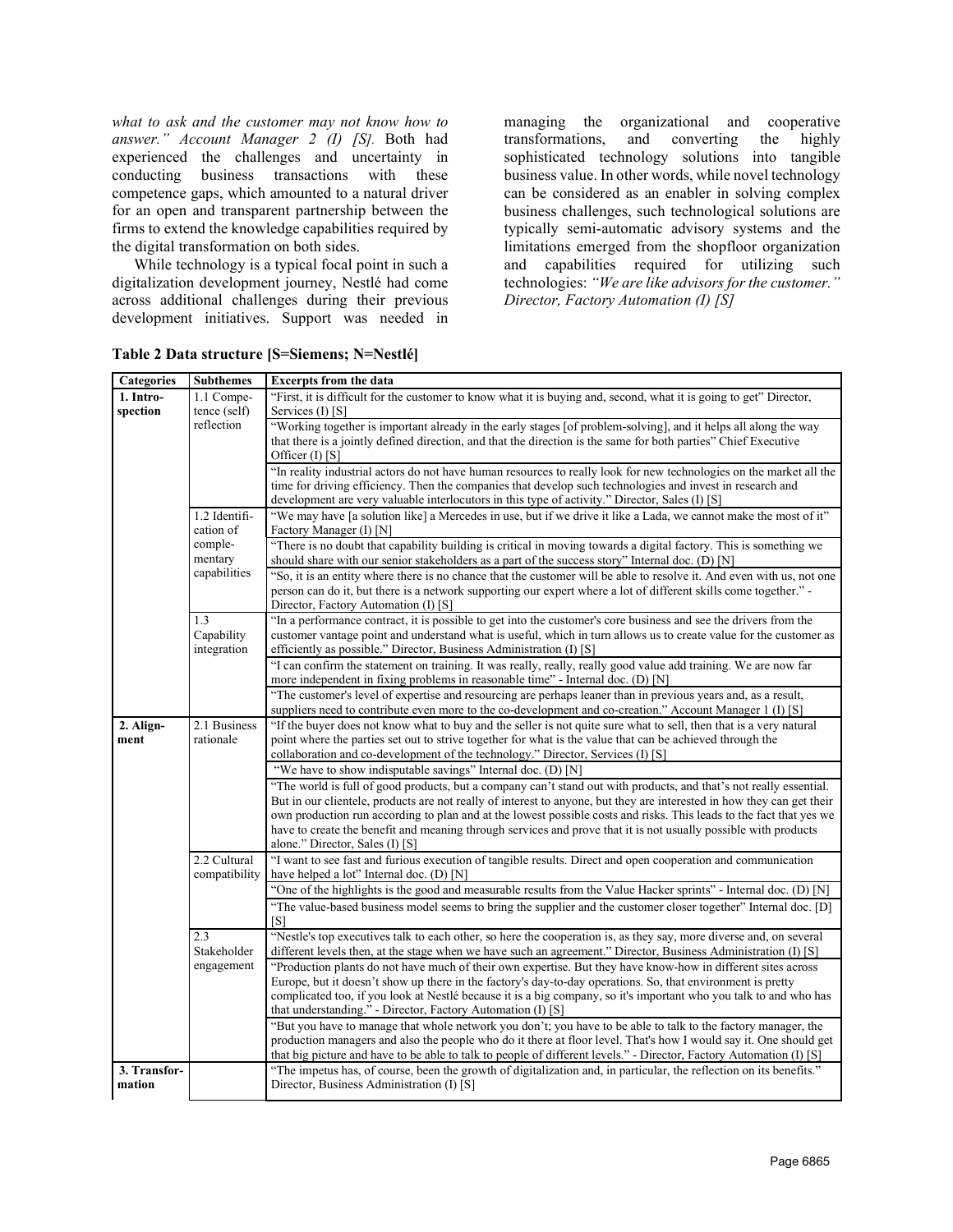*what to ask and the customer may not know how to answer." Account Manager 2 (I) [S].* Both had experienced the challenges and uncertainty in conducting business transactions with these competence gaps, which amounted to a natural driver for an open and transparent partnership between the firms to extend the knowledge capabilities required by the digital transformation on both sides.

While technology is a typical focal point in such a digitalization development journey, Nestlé had come across additional challenges during their previous development initiatives. Support was needed in managing the organizational and cooperative transformations, and converting the highly sophisticated technology solutions into tangible business value. In other words, while novel technology can be considered as an enabler in solving complex business challenges, such technological solutions are typically semi-automatic advisory systems and the limitations emerged from the shopfloor organization and capabilities required for utilizing such technologies: *"We are like advisors for the customer." Director, Factory Automation (I) [S]*

**Table 2 Data structure [S=Siemens; N=Nestlé]**

| Categories | Subthemes | Excerpts from the data |
|---|---|---|
| **1. Intro-spection** | 1.1 Compe-tence (self) reflection | "First, it is difficult for the customer to know what it is buying and, second, what it is going to get" Director, Services (I) [S] |
| | | "Working together is important already in the early stages [of problem-solving], and it helps all along the way that there is a jointly defined direction, and that the direction is the same for both parties" Chief Executive Officer (I) [S] |
| | | "In reality industrial actors do not have human resources to really look for new technologies on the market all the time for driving efficiency. Then the companies that develop such technologies and invest in research and development are very valuable interlocutors in this type of activity." Director, Sales (I) [S] |
| | 1.2 Identifi-cation of comple-mentary capabilities | "We may have [a solution like] a Mercedes in use, but if we drive it like a Lada, we cannot make the most of it" Factory Manager (I) [N] |
| | | "There is no doubt that capability building is critical in moving towards a digital factory. This is something we should share with our senior stakeholders as a part of the success story" Internal doc. (D) [N] |
| | | "So, it is an entity where there is no chance that the customer will be able to resolve it. And even with us, not one person can do it, but there is a network supporting our expert where a lot of different skills come together." - Director, Factory Automation (I) [S] |
| | 1.3 Capability integration | "In a performance contract, it is possible to get into the customer's core business and see the drivers from the customer vantage point and understand what is useful, which in turn allows us to create value for the customer as efficiently as possible." Director, Business Administration (I) [S] |
| | | "I can confirm the statement on training. It was really, really, really good value add training. We are now far more independent in fixing problems in reasonable time" - Internal doc. (D) [N] |
| | | "The customer's level of expertise and resourcing are perhaps leaner than in previous years and, as a result, suppliers need to contribute even more to the co-development and co-creation." Account Manager 1 (I) [S] |
| **2. Align-ment** | 2.1 Business rationale | "If the buyer does not know what to buy and the seller is not quite sure what to sell, then that is a very natural point where the parties set out to strive together for what is the value that can be achieved through the collaboration and co-development of the technology." Director, Services (I) [S] |
| | | "We have to show indisputable savings" Internal doc. (D) [N] |
| | | "The world is full of good products, but a company can't stand out with products, and that's not really essential. But in our clientele, products are not really of interest to anyone, but they are interested in how they can get their own production run according to plan and at the lowest possible costs and risks. This leads to the fact that yes we have to create the benefit and meaning through services and prove that it is not usually possible with products alone." Director, Sales (I) [S] |
| | 2.2 Cultural compatibility | "I want to see fast and furious execution of tangible results. Direct and open cooperation and communication have helped a lot" Internal doc. (D) [N] |
| | | "One of the highlights is the good and measurable results from the Value Hacker sprints" - Internal doc. (D) [N] |
| | | "The value-based business model seems to bring the supplier and the customer closer together" Internal doc. [D] [S] |
| | 2.3 Stakeholder engagement | "Nestle's top executives talk to each other, so here the cooperation is, as they say, more diverse and, on several different levels then, at the stage when we have such an agreement." Director, Business Administration (I) [S] |
| | | "Production plants do not have much of their own expertise. But they have know-how in different sites across Europe, but it doesn't show up there in the factory's day-to-day operations. So, that environment is pretty complicated too, if you look at Nestlé because it is a big company, so it's important who you talk to and who has that understanding." - Director, Factory Automation (I) [S] |
| | | "But you have to manage that whole network you don't; you have to be able to talk to the factory manager, the production managers and also the people who do it there at floor level. That's how I would say it. One should get that big picture and have to be able to talk to people of different levels." - Director, Factory Automation (I) [S] |
| **3. Transfor-mation** | | "The impetus has, of course, been the growth of digitalization and, in particular, the reflection on its benefits." Director, Business Administration (I) [S] |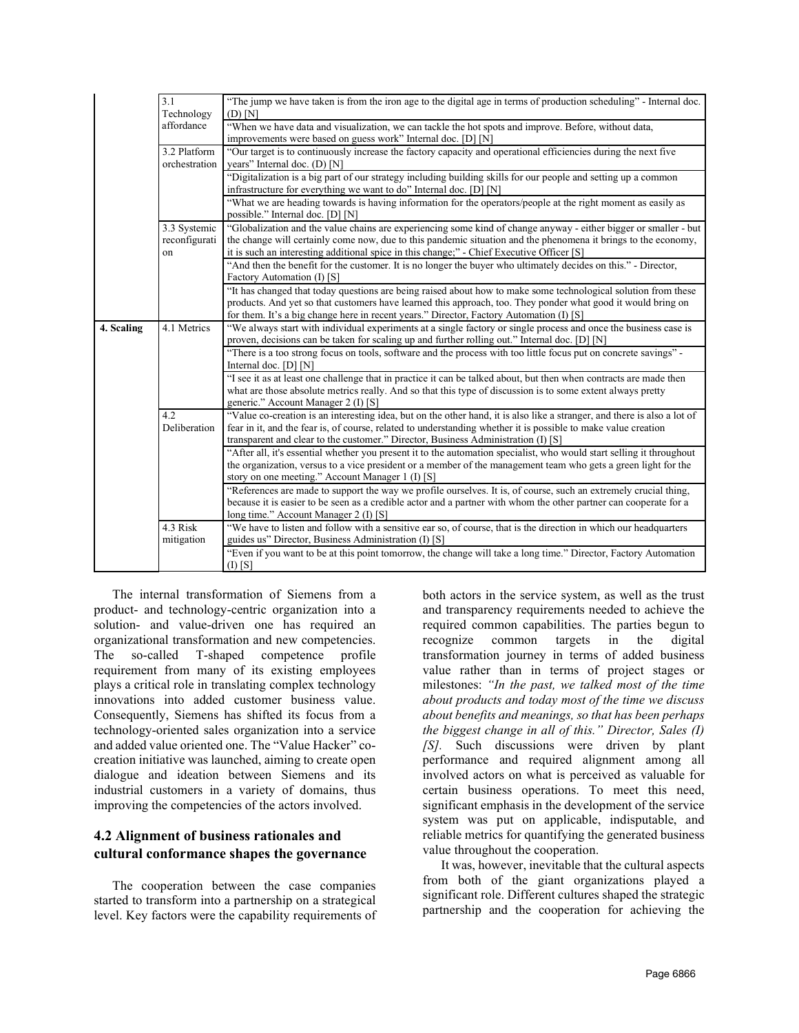| | | |
|---|---|---|
| | 3.1 Technology affordance | "The jump we have taken is from the iron age to the digital age in terms of production scheduling" - Internal doc. (D) [N] |
| | | "When we have data and visualization, we can tackle the hot spots and improve. Before, without data, improvements were based on guess work" Internal doc. [D] [N] |
| | 3.2 Platform orchestration | "Our target is to continuously increase the factory capacity and operational efficiencies during the next five years" Internal doc. (D) [N] |
| | | "Digitalization is a big part of our strategy including building skills for our people and setting up a common infrastructure for everything we want to do" Internal doc. [D] [N] |
| | | "What we are heading towards is having information for the operators/people at the right moment as easily as possible." Internal doc. [D] [N] |
| | 3.3 Systemic reconfiguration | "Globalization and the value chains are experiencing some kind of change anyway - either bigger or smaller - but the change will certainly come now, due to this pandemic situation and the phenomena it brings to the economy, it is such an interesting additional spice in this change;" - Chief Executive Officer [S] |
| | | "And then the benefit for the customer. It is no longer the buyer who ultimately decides on this." - Director, Factory Automation (I) [S] |
| | | "It has changed that today questions are being raised about how to make some technological solution from these products. And yet so that customers have learned this approach, too. They ponder what good it would bring on for them. It's a big change here in recent years." Director, Factory Automation (I) [S] |
| **4. Scaling** | 4.1 Metrics | "We always start with individual experiments at a single factory or single process and once the business case is proven, decisions can be taken for scaling up and further rolling out." Internal doc. [D] [N] |
| | | "There is a too strong focus on tools, software and the process with too little focus put on concrete savings" - Internal doc. [D] [N] |
| | | "I see it as at least one challenge that in practice it can be talked about, but then when contracts are made then what are those absolute metrics really. And so that this type of discussion is to some extent always pretty generic." Account Manager 2 (I) [S] |
| | 4.2 Deliberation | "Value co-creation is an interesting idea, but on the other hand, it is also like a stranger, and there is also a lot of fear in it, and the fear is, of course, related to understanding whether it is possible to make value creation transparent and clear to the customer." Director, Business Administration (I) [S] |
| | | "After all, it's essential whether you present it to the automation specialist, who would start selling it throughout the organization, versus to a vice president or a member of the management team who gets a green light for the story on one meeting." Account Manager 1 (I) [S] |
| | | "References are made to support the way we profile ourselves. It is, of course, such an extremely crucial thing, because it is easier to be seen as a credible actor and a partner with whom the other partner can cooperate for a long time." Account Manager 2 (I) [S] |
| | 4.3 Risk mitigation | "We have to listen and follow with a sensitive ear so, of course, that is the direction in which our headquarters guides us" Director, Business Administration (I) [S] |
| | | "Even if you want to be at this point tomorrow, the change will take a long time." Director, Factory Automation (I) [S] |

The internal transformation of Siemens from a product- and technology-centric organization into a solution- and value-driven one has required an organizational transformation and new competencies. The so-called T-shaped competence profile requirement from many of its existing employees plays a critical role in translating complex technology innovations into added customer business value. Consequently, Siemens has shifted its focus from a technology-oriented sales organization into a service and added value oriented one. The "Value Hacker" co-creation initiative was launched, aiming to create open dialogue and ideation between Siemens and its industrial customers in a variety of domains, thus improving the competencies of the actors involved.

## 4.2 Alignment of business rationales and cultural conformance shapes the governance

The cooperation between the case companies started to transform into a partnership on a strategical level. Key factors were the capability requirements of both actors in the service system, as well as the trust and transparency requirements needed to achieve the required common capabilities. The parties begun to recognize common targets in the digital transformation journey in terms of added business value rather than in terms of project stages or milestones: *"In the past, we talked most of the time about products and today most of the time we discuss about benefits and meanings, so that has been perhaps the biggest change in all of this." Director, Sales (I) [S].* Such discussions were driven by plant performance and required alignment among all involved actors on what is perceived as valuable for certain business operations. To meet this need, significant emphasis in the development of the service system was put on applicable, indisputable, and reliable metrics for quantifying the generated business value throughout the cooperation.

It was, however, inevitable that the cultural aspects from both of the giant organizations played a significant role. Different cultures shaped the strategic partnership and the cooperation for achieving the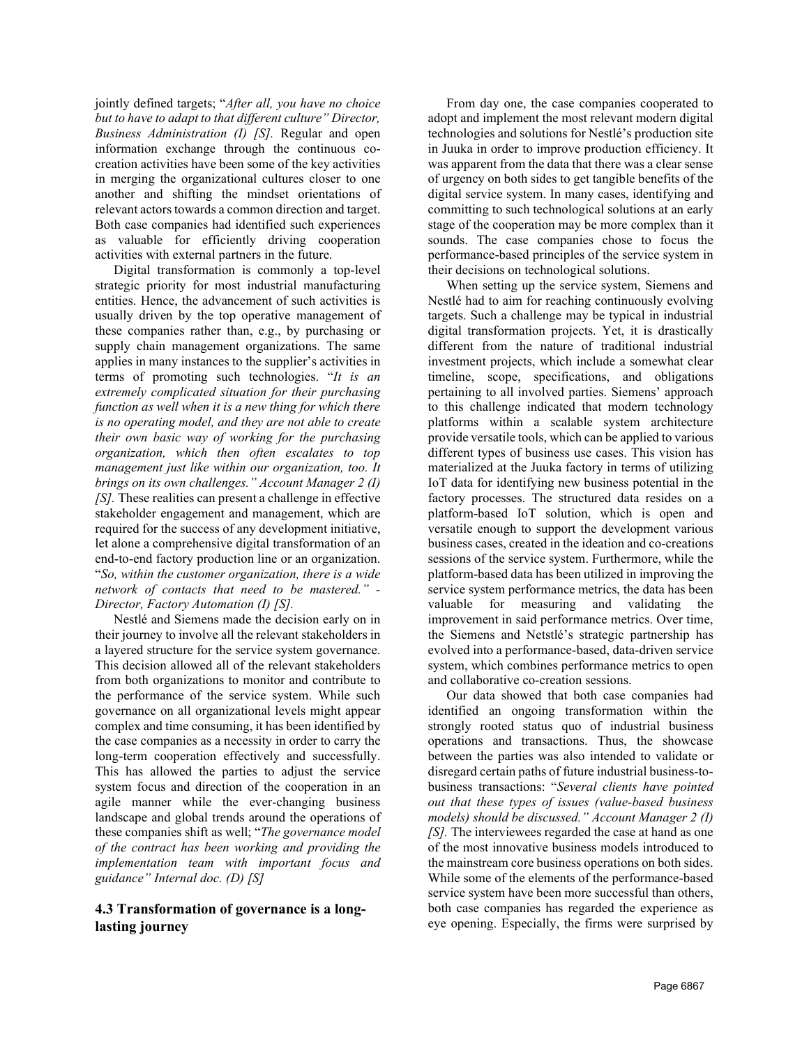jointly defined targets; "*After all, you have no choice but to have to adapt to that different culture" Director, Business Administration (I) [S].* Regular and open information exchange through the continuous co-creation activities have been some of the key activities in merging the organizational cultures closer to one another and shifting the mindset orientations of relevant actors towards a common direction and target. Both case companies had identified such experiences as valuable for efficiently driving cooperation activities with external partners in the future.

Digital transformation is commonly a top-level strategic priority for most industrial manufacturing entities. Hence, the advancement of such activities is usually driven by the top operative management of these companies rather than, e.g., by purchasing or supply chain management organizations. The same applies in many instances to the supplier's activities in terms of promoting such technologies. "*It is an extremely complicated situation for their purchasing function as well when it is a new thing for which there is no operating model, and they are not able to create their own basic way of working for the purchasing organization, which then often escalates to top management just like within our organization, too. It brings on its own challenges." Account Manager 2 (I) [S].* These realities can present a challenge in effective stakeholder engagement and management, which are required for the success of any development initiative, let alone a comprehensive digital transformation of an end-to-end factory production line or an organization. "*So, within the customer organization, there is a wide network of contacts that need to be mastered." - Director, Factory Automation (I) [S].*

Nestlé and Siemens made the decision early on in their journey to involve all the relevant stakeholders in a layered structure for the service system governance. This decision allowed all of the relevant stakeholders from both organizations to monitor and contribute to the performance of the service system. While such governance on all organizational levels might appear complex and time consuming, it has been identified by the case companies as a necessity in order to carry the long-term cooperation effectively and successfully. This has allowed the parties to adjust the service system focus and direction of the cooperation in an agile manner while the ever-changing business landscape and global trends around the operations of these companies shift as well; "*The governance model of the contract has been working and providing the implementation team with important focus and guidance" Internal doc. (D) [S]*

## 4.3 Transformation of governance is a long-lasting journey

From day one, the case companies cooperated to adopt and implement the most relevant modern digital technologies and solutions for Nestlé's production site in Juuka in order to improve production efficiency. It was apparent from the data that there was a clear sense of urgency on both sides to get tangible benefits of the digital service system. In many cases, identifying and committing to such technological solutions at an early stage of the cooperation may be more complex than it sounds. The case companies chose to focus the performance-based principles of the service system in their decisions on technological solutions.

When setting up the service system, Siemens and Nestlé had to aim for reaching continuously evolving targets. Such a challenge may be typical in industrial digital transformation projects. Yet, it is drastically different from the nature of traditional industrial investment projects, which include a somewhat clear timeline, scope, specifications, and obligations pertaining to all involved parties. Siemens' approach to this challenge indicated that modern technology platforms within a scalable system architecture provide versatile tools, which can be applied to various different types of business use cases. This vision has materialized at the Juuka factory in terms of utilizing IoT data for identifying new business potential in the factory processes. The structured data resides on a platform-based IoT solution, which is open and versatile enough to support the development various business cases, created in the ideation and co-creations sessions of the service system. Furthermore, while the platform-based data has been utilized in improving the service system performance metrics, the data has been valuable for measuring and validating the improvement in said performance metrics. Over time, the Siemens and Netstlé's strategic partnership has evolved into a performance-based, data-driven service system, which combines performance metrics to open and collaborative co-creation sessions.

Our data showed that both case companies had identified an ongoing transformation within the strongly rooted status quo of industrial business operations and transactions. Thus, the showcase between the parties was also intended to validate or disregard certain paths of future industrial business-to-business transactions: "*Several clients have pointed out that these types of issues (value-based business models) should be discussed." Account Manager 2 (I) [S].* The interviewees regarded the case at hand as one of the most innovative business models introduced to the mainstream core business operations on both sides. While some of the elements of the performance-based service system have been more successful than others, both case companies has regarded the experience as eye opening. Especially, the firms were surprised by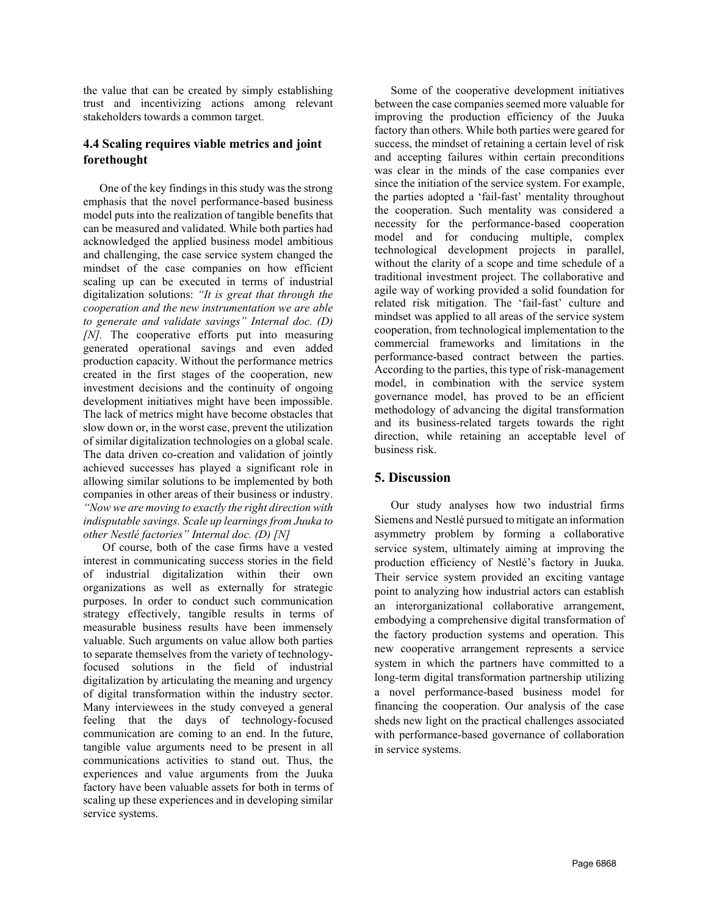the value that can be created by simply establishing trust and incentivizing actions among relevant stakeholders towards a common target.

### 4.4 Scaling requires viable metrics and joint forethought

One of the key findings in this study was the strong emphasis that the novel performance-based business model puts into the realization of tangible benefits that can be measured and validated. While both parties had acknowledged the applied business model ambitious and challenging, the case service system changed the mindset of the case companies on how efficient scaling up can be executed in terms of industrial digitalization solutions: *"It is great that through the cooperation and the new instrumentation we are able to generate and validate savings" Internal doc. (D) [N].* The cooperative efforts put into measuring generated operational savings and even added production capacity. Without the performance metrics created in the first stages of the cooperation, new investment decisions and the continuity of ongoing development initiatives might have been impossible. The lack of metrics might have become obstacles that slow down or, in the worst case, prevent the utilization of similar digitalization technologies on a global scale. The data driven co-creation and validation of jointly achieved successes has played a significant role in allowing similar solutions to be implemented by both companies in other areas of their business or industry. *"Now we are moving to exactly the right direction with indisputable savings. Scale up learnings from Juuka to other Nestlé factories" Internal doc. (D) [N]*

Of course, both of the case firms have a vested interest in communicating success stories in the field of industrial digitalization within their own organizations as well as externally for strategic purposes. In order to conduct such communication strategy effectively, tangible results in terms of measurable business results have been immensely valuable. Such arguments on value allow both parties to separate themselves from the variety of technology-focused solutions in the field of industrial digitalization by articulating the meaning and urgency of digital transformation within the industry sector. Many interviewees in the study conveyed a general feeling that the days of technology-focused communication are coming to an end. In the future, tangible value arguments need to be present in all communications activities to stand out. Thus, the experiences and value arguments from the Juuka factory have been valuable assets for both in terms of scaling up these experiences and in developing similar service systems.

Some of the cooperative development initiatives between the case companies seemed more valuable for improving the production efficiency of the Juuka factory than others. While both parties were geared for success, the mindset of retaining a certain level of risk and accepting failures within certain preconditions was clear in the minds of the case companies ever since the initiation of the service system. For example, the parties adopted a 'fail-fast' mentality throughout the cooperation. Such mentality was considered a necessity for the performance-based cooperation model and for conducing multiple, complex technological development projects in parallel, without the clarity of a scope and time schedule of a traditional investment project. The collaborative and agile way of working provided a solid foundation for related risk mitigation. The 'fail-fast' culture and mindset was applied to all areas of the service system cooperation, from technological implementation to the commercial frameworks and limitations in the performance-based contract between the parties. According to the parties, this type of risk-management model, in combination with the service system governance model, has proved to be an efficient methodology of advancing the digital transformation and its business-related targets towards the right direction, while retaining an acceptable level of business risk.

## 5. Discussion

Our study analyses how two industrial firms Siemens and Nestlé pursued to mitigate an information asymmetry problem by forming a collaborative service system, ultimately aiming at improving the production efficiency of Nestlé's factory in Juuka. Their service system provided an exciting vantage point to analyzing how industrial actors can establish an interorganizational collaborative arrangement, embodying a comprehensive digital transformation of the factory production systems and operation. This new cooperative arrangement represents a service system in which the partners have committed to a long-term digital transformation partnership utilizing a novel performance-based business model for financing the cooperation. Our analysis of the case sheds new light on the practical challenges associated with performance-based governance of collaboration in service systems.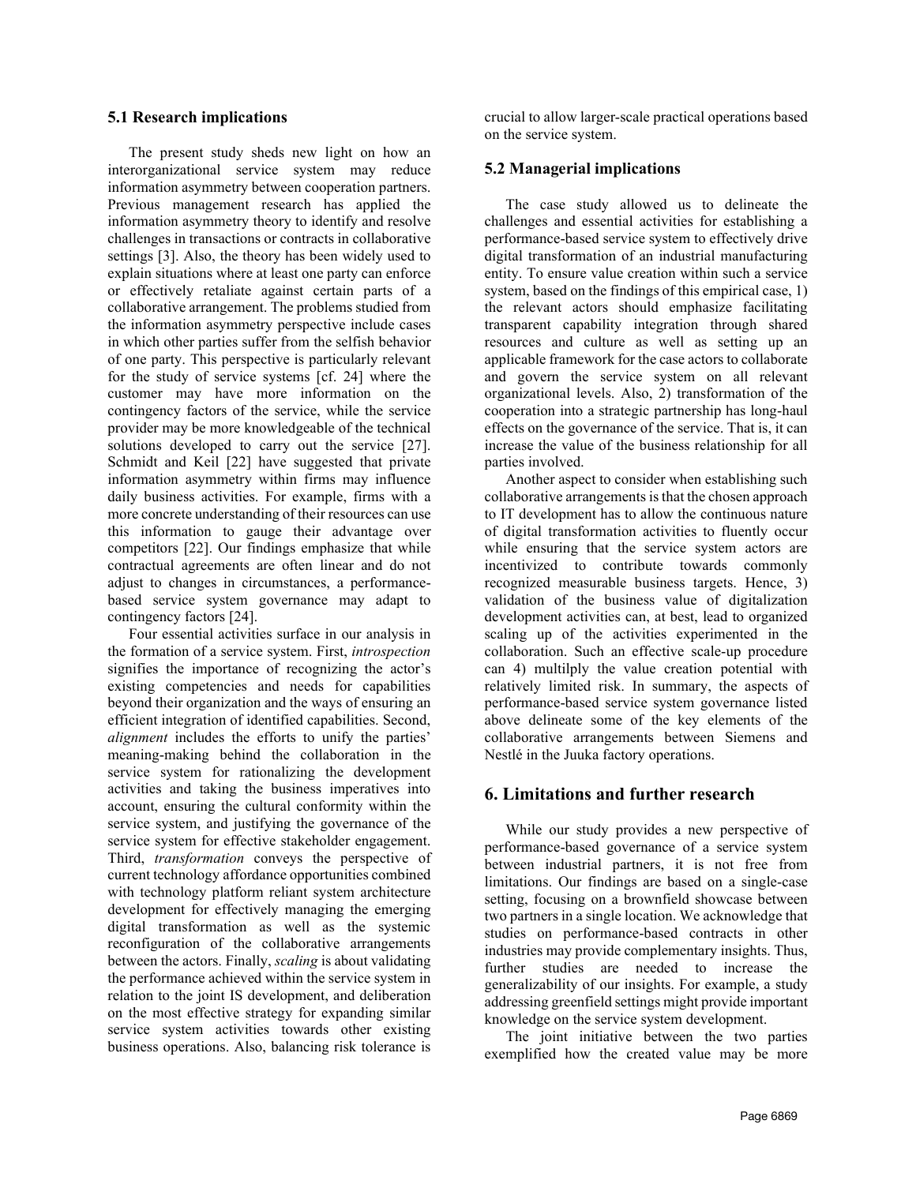### 5.1 Research implications

The present study sheds new light on how an interorganizational service system may reduce information asymmetry between cooperation partners. Previous management research has applied the information asymmetry theory to identify and resolve challenges in transactions or contracts in collaborative settings [3]. Also, the theory has been widely used to explain situations where at least one party can enforce or effectively retaliate against certain parts of a collaborative arrangement. The problems studied from the information asymmetry perspective include cases in which other parties suffer from the selfish behavior of one party. This perspective is particularly relevant for the study of service systems [cf. 24] where the customer may have more information on the contingency factors of the service, while the service provider may be more knowledgeable of the technical solutions developed to carry out the service [27]. Schmidt and Keil [22] have suggested that private information asymmetry within firms may influence daily business activities. For example, firms with a more concrete understanding of their resources can use this information to gauge their advantage over competitors [22]. Our findings emphasize that while contractual agreements are often linear and do not adjust to changes in circumstances, a performance-based service system governance may adapt to contingency factors [24].

Four essential activities surface in our analysis in the formation of a service system. First, *introspection* signifies the importance of recognizing the actor's existing competencies and needs for capabilities beyond their organization and the ways of ensuring an efficient integration of identified capabilities. Second, *alignment* includes the efforts to unify the parties' meaning-making behind the collaboration in the service system for rationalizing the development activities and taking the business imperatives into account, ensuring the cultural conformity within the service system, and justifying the governance of the service system for effective stakeholder engagement. Third, *transformation* conveys the perspective of current technology affordance opportunities combined with technology platform reliant system architecture development for effectively managing the emerging digital transformation as well as the systemic reconfiguration of the collaborative arrangements between the actors. Finally, *scaling* is about validating the performance achieved within the service system in relation to the joint IS development, and deliberation on the most effective strategy for expanding similar service system activities towards other existing business operations. Also, balancing risk tolerance is crucial to allow larger-scale practical operations based on the service system.

### 5.2 Managerial implications

The case study allowed us to delineate the challenges and essential activities for establishing a performance-based service system to effectively drive digital transformation of an industrial manufacturing entity. To ensure value creation within such a service system, based on the findings of this empirical case, 1) the relevant actors should emphasize facilitating transparent capability integration through shared resources and culture as well as setting up an applicable framework for the case actors to collaborate and govern the service system on all relevant organizational levels. Also, 2) transformation of the cooperation into a strategic partnership has long-haul effects on the governance of the service. That is, it can increase the value of the business relationship for all parties involved.

Another aspect to consider when establishing such collaborative arrangements is that the chosen approach to IT development has to allow the continuous nature of digital transformation activities to fluently occur while ensuring that the service system actors are incentivized to contribute towards commonly recognized measurable business targets. Hence, 3) validation of the business value of digitalization development activities can, at best, lead to organized scaling up of the activities experimented in the collaboration. Such an effective scale-up procedure can 4) multilply the value creation potential with relatively limited risk. In summary, the aspects of performance-based service system governance listed above delineate some of the key elements of the collaborative arrangements between Siemens and Nestlé in the Juuka factory operations.

## 6. Limitations and further research

While our study provides a new perspective of performance-based governance of a service system between industrial partners, it is not free from limitations. Our findings are based on a single-case setting, focusing on a brownfield showcase between two partners in a single location. We acknowledge that studies on performance-based contracts in other industries may provide complementary insights. Thus, further studies are needed to increase the generalizability of our insights. For example, a study addressing greenfield settings might provide important knowledge on the service system development.

The joint initiative between the two parties exemplified how the created value may be more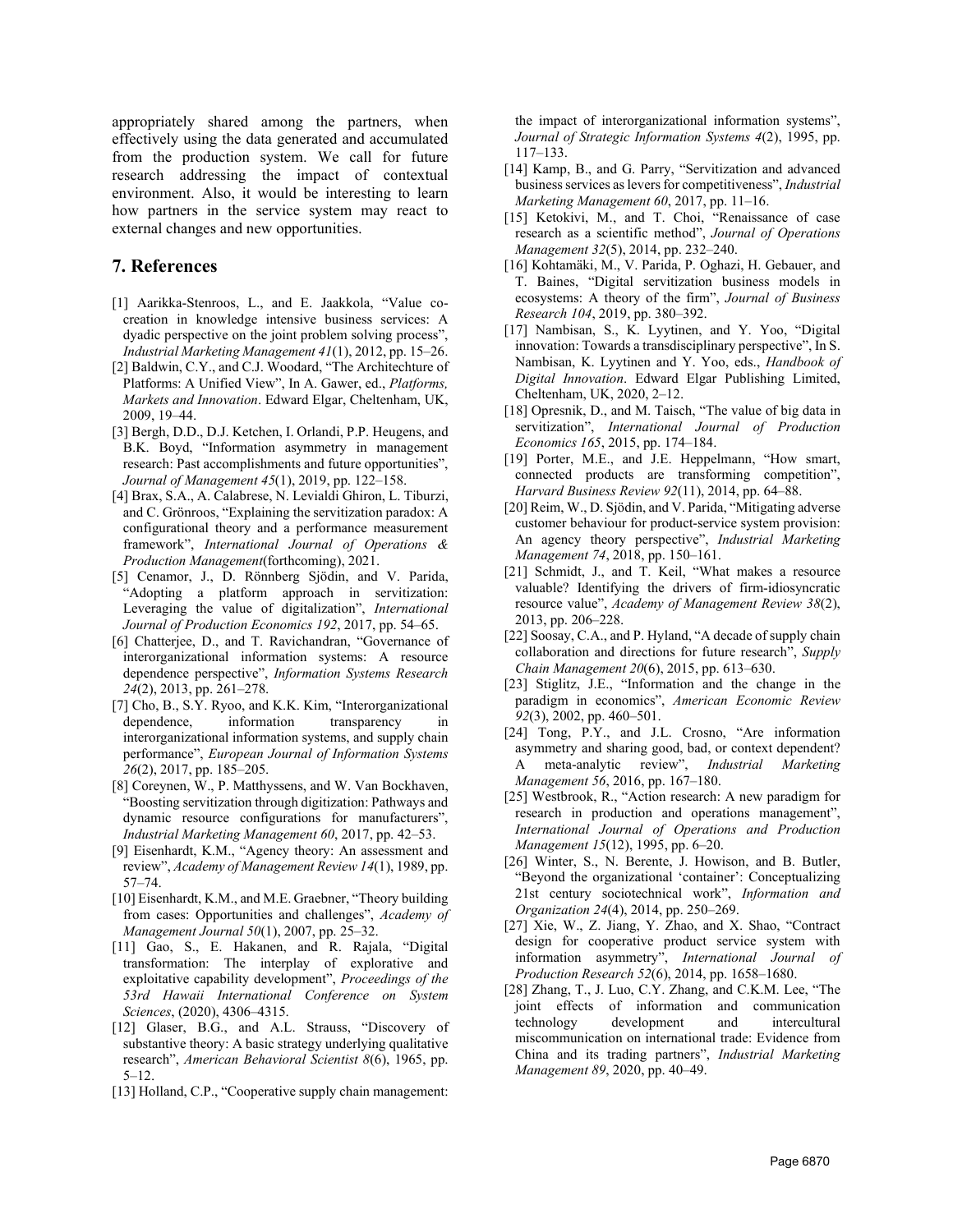appropriately shared among the partners, when effectively using the data generated and accumulated from the production system. We call for future research addressing the impact of contextual environment. Also, it would be interesting to learn how partners in the service system may react to external changes and new opportunities.

## 7. References

[1] Aarikka-Stenroos, L., and E. Jaakkola, "Value co-creation in knowledge intensive business services: A dyadic perspective on the joint problem solving process", *Industrial Marketing Management 41*(1), 2012, pp. 15–26.

[2] Baldwin, C.Y., and C.J. Woodard, "The Architechture of Platforms: A Unified View", In A. Gawer, ed., *Platforms, Markets and Innovation*. Edward Elgar, Cheltenham, UK, 2009, 19–44.

[3] Bergh, D.D., D.J. Ketchen, I. Orlandi, P.P. Heugens, and B.K. Boyd, "Information asymmetry in management research: Past accomplishments and future opportunities", *Journal of Management 45*(1), 2019, pp. 122–158.

[4] Brax, S.A., A. Calabrese, N. Levialdi Ghiron, L. Tiburzi, and C. Grönroos, "Explaining the servitization paradox: A configurational theory and a performance measurement framework", *International Journal of Operations & Production Management*(forthcoming), 2021.

[5] Cenamor, J., D. Rönnberg Sjödin, and V. Parida, "Adopting a platform approach in servitization: Leveraging the value of digitalization", *International Journal of Production Economics 192*, 2017, pp. 54–65.

[6] Chatterjee, D., and T. Ravichandran, "Governance of interorganizational information systems: A resource dependence perspective", *Information Systems Research 24*(2), 2013, pp. 261–278.

[7] Cho, B., S.Y. Ryoo, and K.K. Kim, "Interorganizational dependence, information transparency in interorganizational information systems, and supply chain performance", *European Journal of Information Systems 26*(2), 2017, pp. 185–205.

[8] Coreynen, W., P. Matthyssens, and W. Van Bockhaven, "Boosting servitization through digitization: Pathways and dynamic resource configurations for manufacturers", *Industrial Marketing Management 60*, 2017, pp. 42–53.

[9] Eisenhardt, K.M., "Agency theory: An assessment and review", *Academy of Management Review 14*(1), 1989, pp. 57–74.

[10] Eisenhardt, K.M., and M.E. Graebner, "Theory building from cases: Opportunities and challenges", *Academy of Management Journal 50*(1), 2007, pp. 25–32.

[11] Gao, S., E. Hakanen, and R. Rajala, "Digital transformation: The interplay of explorative and exploitative capability development", *Proceedings of the 53rd Hawaii International Conference on System Sciences*, (2020), 4306–4315.

[12] Glaser, B.G., and A.L. Strauss, "Discovery of substantive theory: A basic strategy underlying qualitative research", *American Behavioral Scientist 8*(6), 1965, pp. 5–12.

[13] Holland, C.P., "Cooperative supply chain management: the impact of interorganizational information systems", *Journal of Strategic Information Systems 4*(2), 1995, pp. 117–133.

[14] Kamp, B., and G. Parry, "Servitization and advanced business services as levers for competitiveness", *Industrial Marketing Management 60*, 2017, pp. 11–16.

[15] Ketokivi, M., and T. Choi, "Renaissance of case research as a scientific method", *Journal of Operations Management 32*(5), 2014, pp. 232–240.

[16] Kohtamäki, M., V. Parida, P. Oghazi, H. Gebauer, and T. Baines, "Digital servitization business models in ecosystems: A theory of the firm", *Journal of Business Research 104*, 2019, pp. 380–392.

[17] Nambisan, S., K. Lyytinen, and Y. Yoo, "Digital innovation: Towards a transdisciplinary perspective", In S. Nambisan, K. Lyytinen and Y. Yoo, eds., *Handbook of Digital Innovation*. Edward Elgar Publishing Limited, Cheltenham, UK, 2020, 2–12.

[18] Opresnik, D., and M. Taisch, "The value of big data in servitization", *International Journal of Production Economics 165*, 2015, pp. 174–184.

[19] Porter, M.E., and J.E. Heppelmann, "How smart, connected products are transforming competition", *Harvard Business Review 92*(11), 2014, pp. 64–88.

[20] Reim, W., D. Sjödin, and V. Parida, "Mitigating adverse customer behaviour for product-service system provision: An agency theory perspective", *Industrial Marketing Management 74*, 2018, pp. 150–161.

[21] Schmidt, J., and T. Keil, "What makes a resource valuable? Identifying the drivers of firm-idiosyncratic resource value", *Academy of Management Review 38*(2), 2013, pp. 206–228.

[22] Soosay, C.A., and P. Hyland, "A decade of supply chain collaboration and directions for future research", *Supply Chain Management 20*(6), 2015, pp. 613–630.

[23] Stiglitz, J.E., "Information and the change in the paradigm in economics", *American Economic Review 92*(3), 2002, pp. 460–501.

[24] Tong, P.Y., and J.L. Crosno, "Are information asymmetry and sharing good, bad, or context dependent? A meta-analytic review", *Industrial Marketing Management 56*, 2016, pp. 167–180.

[25] Westbrook, R., "Action research: A new paradigm for research in production and operations management", *International Journal of Operations and Production Management 15*(12), 1995, pp. 6–20.

[26] Winter, S., N. Berente, J. Howison, and B. Butler, "Beyond the organizational 'container': Conceptualizing 21st century sociotechnical work", *Information and Organization 24*(4), 2014, pp. 250–269.

[27] Xie, W., Z. Jiang, Y. Zhao, and X. Shao, "Contract design for cooperative product service system with information asymmetry", *International Journal of Production Research 52*(6), 2014, pp. 1658–1680.

[28] Zhang, T., J. Luo, C.Y. Zhang, and C.K.M. Lee, "The joint effects of information and communication technology development and intercultural miscommunication on international trade: Evidence from China and its trading partners", *Industrial Marketing Management 89*, 2020, pp. 40–49.